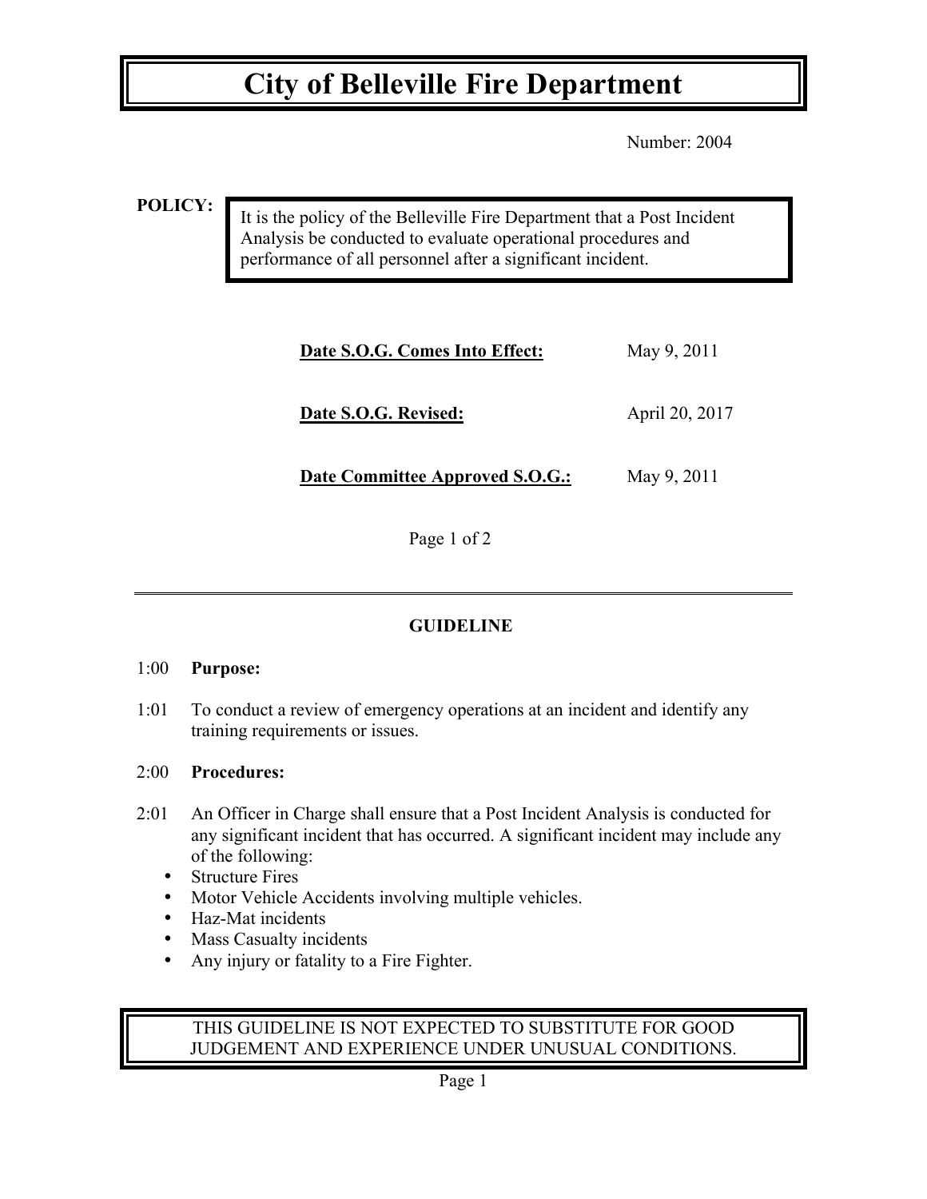# City of Belleville Fire Department

Number: 2004

**POLICY:**

It is the policy of the Belleville Fire Department that a Post Incident Analysis be conducted to evaluate operational procedures and performance of all personnel after a significant incident.

| | |
|---|---|
| **Date S.O.G. Comes Into Effect:** | May 9, 2011 |
| **Date S.O.G. Revised:** | April 20, 2017 |
| **Date Committee Approved S.O.G.:** | May 9, 2011 |

Page 1 of 2

---

## GUIDELINE

1:00 **Purpose:**

1:01 To conduct a review of emergency operations at an incident and identify any training requirements or issues.

2:00 **Procedures:**

2:01 An Officer in Charge shall ensure that a Post Incident Analysis is conducted for any significant incident that has occurred. A significant incident may include any of the following:

- Structure Fires
- Motor Vehicle Accidents involving multiple vehicles.
- Haz-Mat incidents
- Mass Casualty incidents
- Any injury or fatality to a Fire Fighter.

THIS GUIDELINE IS NOT EXPECTED TO SUBSTITUTE FOR GOOD JUDGEMENT AND EXPERIENCE UNDER UNUSUAL CONDITIONS.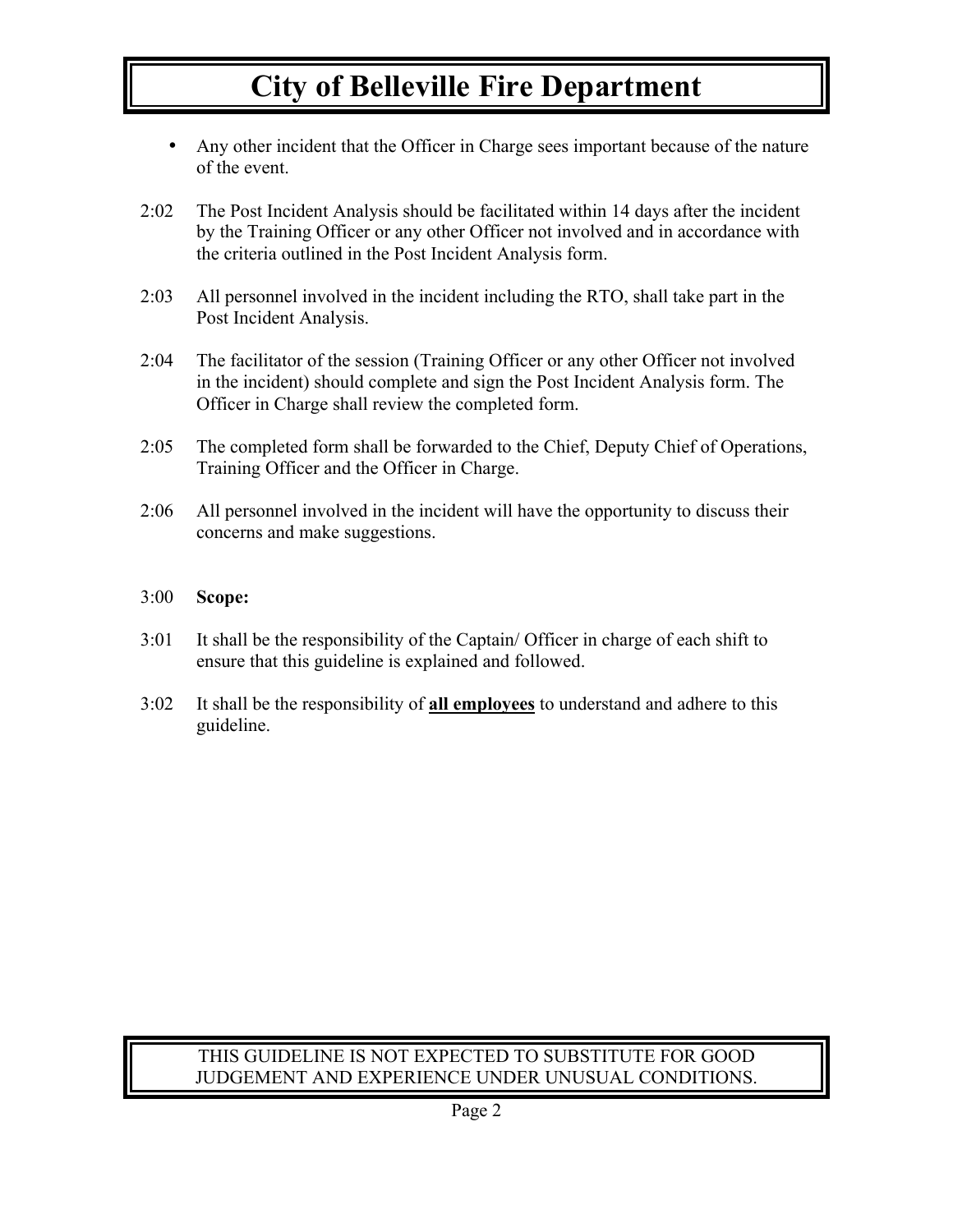- Any other incident that the Officer in Charge sees important because of the nature of the event.

2:02 The Post Incident Analysis should be facilitated within 14 days after the incident by the Training Officer or any other Officer not involved and in accordance with the criteria outlined in the Post Incident Analysis form.

2:03 All personnel involved in the incident including the RTO, shall take part in the Post Incident Analysis.

2:04 The facilitator of the session (Training Officer or any other Officer not involved in the incident) should complete and sign the Post Incident Analysis form. The Officer in Charge shall review the completed form.

2:05 The completed form shall be forwarded to the Chief, Deputy Chief of Operations, Training Officer and the Officer in Charge.

2:06 All personnel involved in the incident will have the opportunity to discuss their concerns and make suggestions.

3:00 **Scope:**

3:01 It shall be the responsibility of the Captain/ Officer in charge of each shift to ensure that this guideline is explained and followed.

3:02 It shall be the responsibility of **<u>all employees</u>** to understand and adhere to this guideline.

THIS GUIDELINE IS NOT EXPECTED TO SUBSTITUTE FOR GOOD JUDGEMENT AND EXPERIENCE UNDER UNUSUAL CONDITIONS.